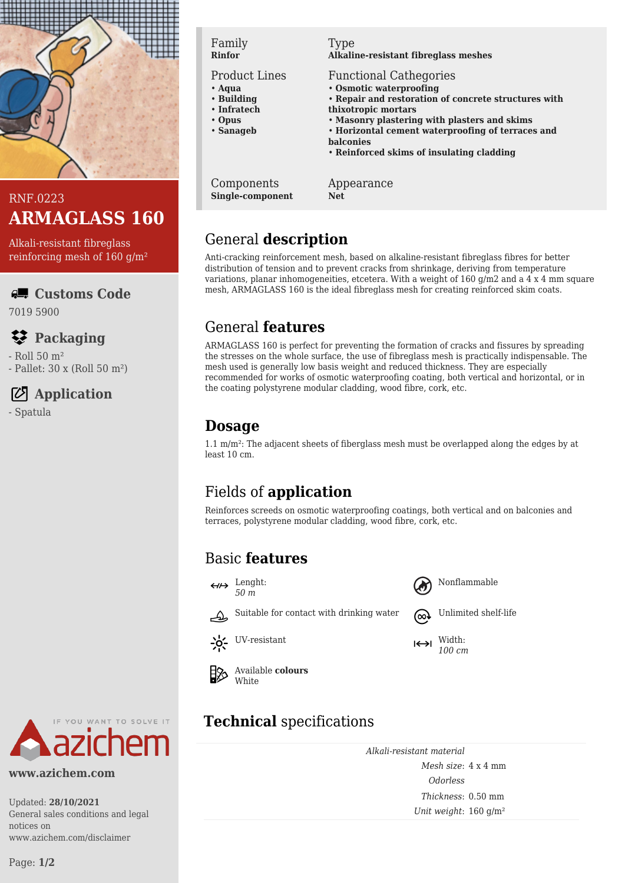RNF.0223

# ARMAGLASS 160

Alkali-resistant fibreglass reinforcing mesh of 160 g/m²

## Customs Code

7019 5900

## Packaging

- Roll 50 m²
- Pallet: 30 x (Roll 50 m²)

## Application

- Spatula

| Family | Type |
| --- | --- |
| **Rinfor** | **Alkaline-resistant fibreglass meshes** |

| Product Lines | Functional Cathegories |
| --- | --- |
| • **Aqua**<br>• **Building**<br>• **Infratech**<br>• **Opus**<br>• **Sanageb** | • **Osmotic waterproofing**<br>• **Repair and restoration of concrete structures with thixotropic mortars**<br>• **Masonry plastering with plasters and skims**<br>• **Horizontal cement waterproofing of terraces and balconies**<br>• **Reinforced skims of insulating cladding** |

| Components | Appearance |
| --- | --- |
| **Single-component** | **Net** |

## General **description**

Anti-cracking reinforcement mesh, based on alkaline-resistant fibreglass fibres for better distribution of tension and to prevent cracks from shrinkage, deriving from temperature variations, planar inhomogeneities, etcetera. With a weight of 160 g/m2 and a 4 x 4 mm square mesh, ARMAGLASS 160 is the ideal fibreglass mesh for creating reinforced skim coats.

## General **features**

ARMAGLASS 160 is perfect for preventing the formation of cracks and fissures by spreading the stresses on the whole surface, the use of fibreglass mesh is practically indispensable. The mesh used is generally low basis weight and reduced thickness. They are especially recommended for works of osmotic waterproofing coating, both vertical and horizontal, or in the coating polystyrene modular cladding, wood fibre, cork, etc.

## **Dosage**

1.1 m/m²: The adjacent sheets of fiberglass mesh must be overlapped along the edges by at least 10 cm.

## Fields of **application**

Reinforces screeds on osmotic waterproofing coatings, both vertical and on balconies and terraces, polystyrene modular cladding, wood fibre, cork, etc.

## Basic **features**

- Lenght: *50 m*
- Nonflammable
- Suitable for contact with drinking water
- Unlimited shelf-life
- UV-resistant
- Width: *100 cm*
- Available **colours**: White

## **Technical** specifications

*Alkali-resistant material*

*Mesh size*: 4 x 4 mm

*Odorless*

*Thickness*: 0.50 mm

*Unit weight*: 160 g/m²

www.azichem.com

Updated: **28/10/2021**
General sales conditions and legal notices on www.azichem.com/disclaimer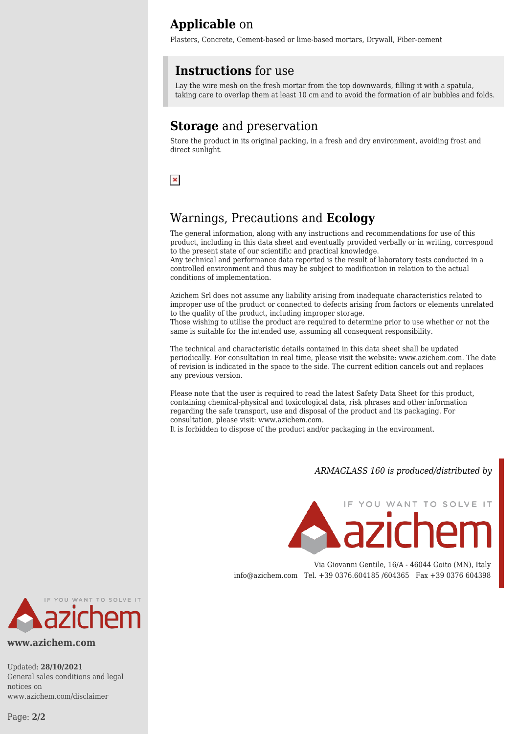## **Applicable** on

Plasters, Concrete, Cement-based or lime-based mortars, Drywall, Fiber-cement

## **Instructions** for use

Lay the wire mesh on the fresh mortar from the top downwards, filling it with a spatula, taking care to overlap them at least 10 cm and to avoid the formation of air bubbles and folds.

## **Storage** and preservation

Store the product in its original packing, in a fresh and dry environment, avoiding frost and direct sunlight.

## Warnings, Precautions and **Ecology**

The general information, along with any instructions and recommendations for use of this product, including in this data sheet and eventually provided verbally or in writing, correspond to the present state of our scientific and practical knowledge.
Any technical and performance data reported is the result of laboratory tests conducted in a controlled environment and thus may be subject to modification in relation to the actual conditions of implementation.

Azichem Srl does not assume any liability arising from inadequate characteristics related to improper use of the product or connected to defects arising from factors or elements unrelated to the quality of the product, including improper storage.
Those wishing to utilise the product are required to determine prior to use whether or not the same is suitable for the intended use, assuming all consequent responsibility.

The technical and characteristic details contained in this data sheet shall be updated periodically. For consultation in real time, please visit the website: www.azichem.com. The date of revision is indicated in the space to the side. The current edition cancels out and replaces any previous version.

Please note that the user is required to read the latest Safety Data Sheet for this product, containing chemical-physical and toxicological data, risk phrases and other information regarding the safe transport, use and disposal of the product and its packaging. For consultation, please visit: www.azichem.com.
It is forbidden to dispose of the product and/or packaging in the environment.

*ARMAGLASS 160 is produced/distributed by*

IF YOU WANT TO SOLVE IT
azichem

Via Giovanni Gentile, 16/A - 46044 Goito (MN), Italy
info@azichem.com Tel. +39 0376.604185 /604365 Fax +39 0376 604398

IF YOU WANT TO SOLVE IT
azichem

**www.azichem.com**

Updated: **28/10/2021**
General sales conditions and legal notices on www.azichem.com/disclaimer